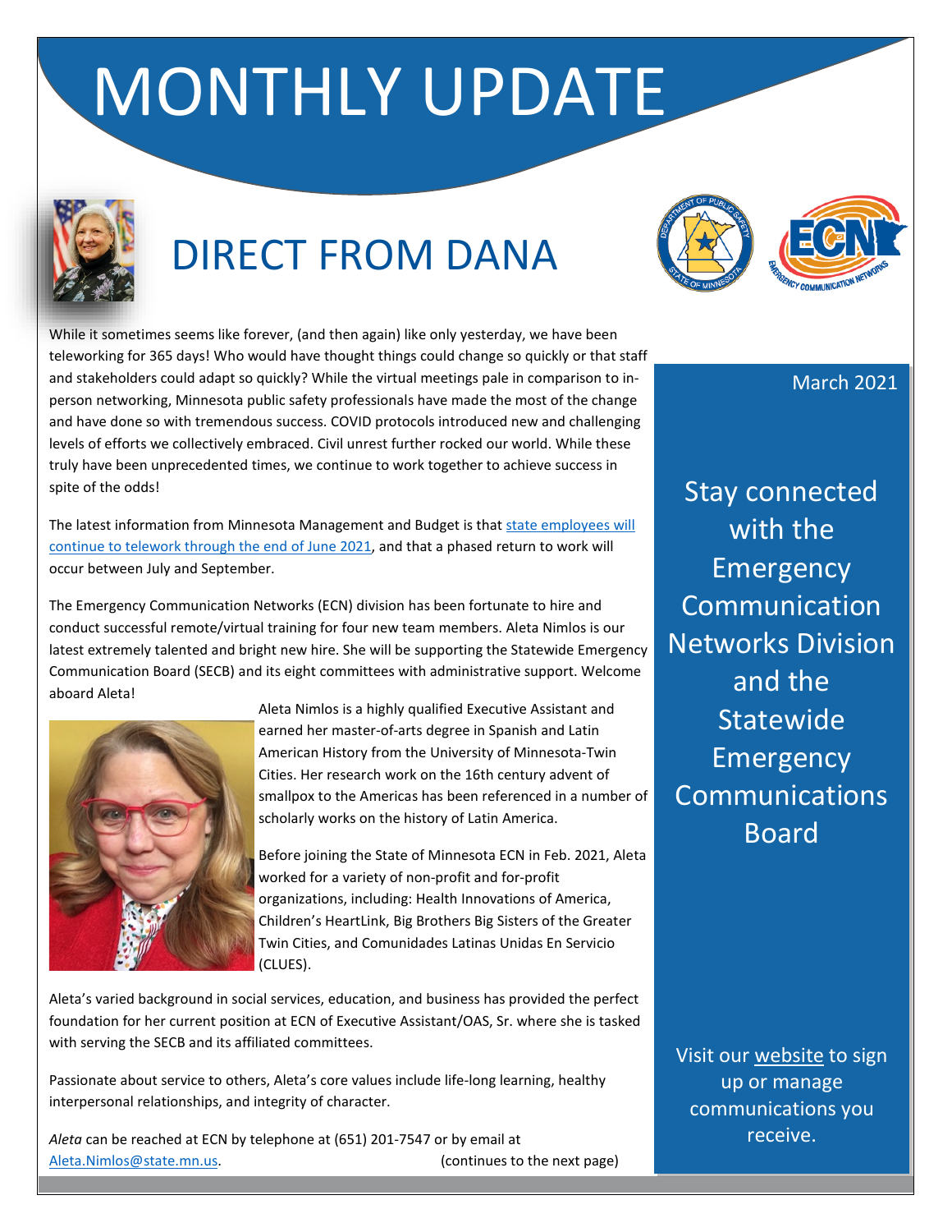# MONTHLY UPDATE

## DIRECT FROM DANA

March 2021

While it sometimes seems like forever, (and then again) like only yesterday, we have been teleworking for 365 days! Who would have thought things could change so quickly or that staff and stakeholders could adapt so quickly? While the virtual meetings pale in comparison to in-person networking, Minnesota public safety professionals have made the most of the change and have done so with tremendous success. COVID protocols introduced new and challenging levels of efforts we collectively embraced. Civil unrest further rocked our world. While these truly have been unprecedented times, we continue to work together to achieve success in spite of the odds!

The latest information from Minnesota Management and Budget is that state employees will continue to telework through the end of June 2021, and that a phased return to work will occur between July and September.

The Emergency Communication Networks (ECN) division has been fortunate to hire and conduct successful remote/virtual training for four new team members. Aleta Nimlos is our latest extremely talented and bright new hire. She will be supporting the Statewide Emergency Communication Board (SECB) and its eight committees with administrative support. Welcome aboard Aleta!

Aleta Nimlos is a highly qualified Executive Assistant and earned her master-of-arts degree in Spanish and Latin American History from the University of Minnesota-Twin Cities. Her research work on the 16th century advent of smallpox to the Americas has been referenced in a number of scholarly works on the history of Latin America.

Before joining the State of Minnesota ECN in Feb. 2021, Aleta worked for a variety of non-profit and for-profit organizations, including: Health Innovations of America, Children's HeartLink, Big Brothers Big Sisters of the Greater Twin Cities, and Comunidades Latinas Unidas En Servicio (CLUES).

Aleta's varied background in social services, education, and business has provided the perfect foundation for her current position at ECN of Executive Assistant/OAS, Sr. where she is tasked with serving the SECB and its affiliated committees.

Passionate about service to others, Aleta's core values include life-long learning, healthy interpersonal relationships, and integrity of character.

*Aleta* can be reached at ECN by telephone at (651) 201-7547 or by email at Aleta.Nimlos@state.mn.us. (continues to the next page)

Stay connected with the Emergency Communication Networks Division and the Statewide Emergency Communications Board

Visit our website to sign up or manage communications you receive.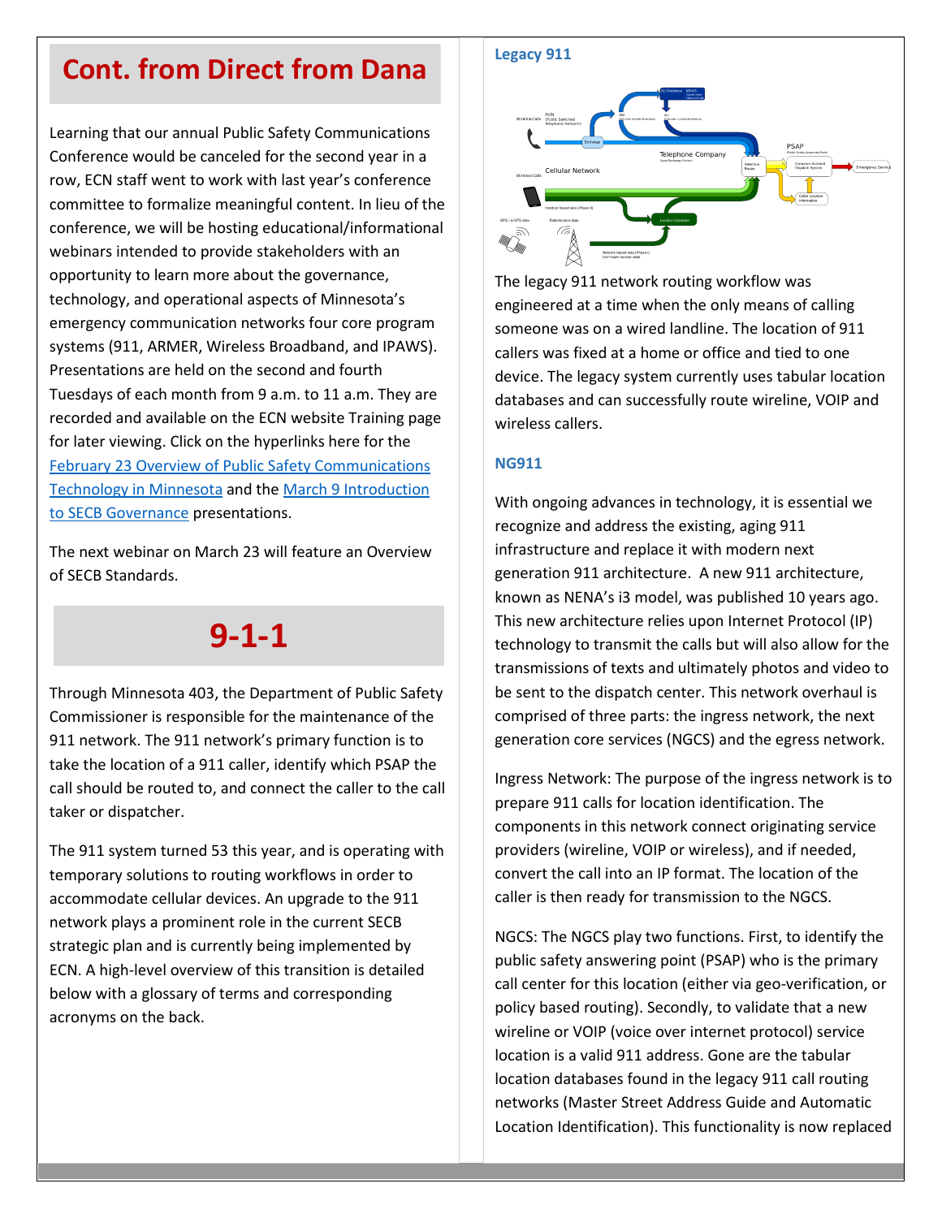# Cont. from Direct from Dana

Learning that our annual Public Safety Communications Conference would be canceled for the second year in a row, ECN staff went to work with last year's conference committee to formalize meaningful content. In lieu of the conference, we will be hosting educational/informational webinars intended to provide stakeholders with an opportunity to learn more about the governance, technology, and operational aspects of Minnesota's emergency communication networks four core program systems (911, ARMER, Wireless Broadband, and IPAWS). Presentations are held on the second and fourth Tuesdays of each month from 9 a.m. to 11 a.m. They are recorded and available on the ECN website Training page for later viewing. Click on the hyperlinks here for the February 23 Overview of Public Safety Communications Technology in Minnesota and the March 9 Introduction to SECB Governance presentations.

The next webinar on March 23 will feature an Overview of SECB Standards.

# 9-1-1

Through Minnesota 403, the Department of Public Safety Commissioner is responsible for the maintenance of the 911 network. The 911 network's primary function is to take the location of a 911 caller, identify which PSAP the call should be routed to, and connect the caller to the call taker or dispatcher.

The 911 system turned 53 this year, and is operating with temporary solutions to routing workflows in order to accommodate cellular devices. An upgrade to the 911 network plays a prominent role in the current SECB strategic plan and is currently being implemented by ECN. A high-level overview of this transition is detailed below with a glossary of terms and corresponding acronyms on the back.

### Legacy 911

The legacy 911 network routing workflow was engineered at a time when the only means of calling someone was on a wired landline. The location of 911 callers was fixed at a home or office and tied to one device. The legacy system currently uses tabular location databases and can successfully route wireline, VOIP and wireless callers.

### NG911

With ongoing advances in technology, it is essential we recognize and address the existing, aging 911 infrastructure and replace it with modern next generation 911 architecture. A new 911 architecture, known as NENA's i3 model, was published 10 years ago. This new architecture relies upon Internet Protocol (IP) technology to transmit the calls but will also allow for the transmissions of texts and ultimately photos and video to be sent to the dispatch center. This network overhaul is comprised of three parts: the ingress network, the next generation core services (NGCS) and the egress network.

Ingress Network: The purpose of the ingress network is to prepare 911 calls for location identification. The components in this network connect originating service providers (wireline, VOIP or wireless), and if needed, convert the call into an IP format. The location of the caller is then ready for transmission to the NGCS.

NGCS: The NGCS play two functions. First, to identify the public safety answering point (PSAP) who is the primary call center for this location (either via geo-verification, or policy based routing). Secondly, to validate that a new wireline or VOIP (voice over internet protocol) service location is a valid 911 address. Gone are the tabular location databases found in the legacy 911 call routing networks (Master Street Address Guide and Automatic Location Identification). This functionality is now replaced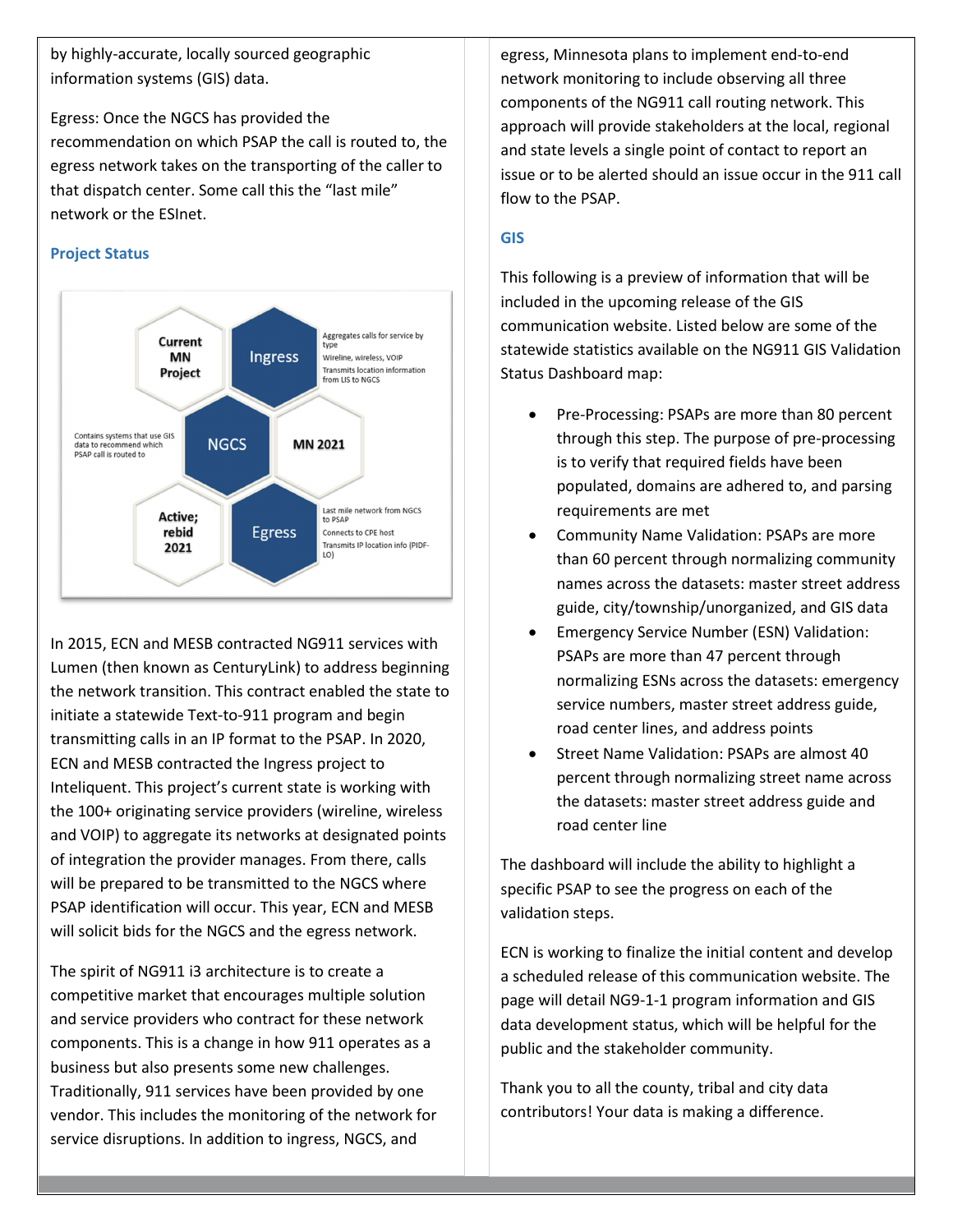by highly-accurate, locally sourced geographic information systems (GIS) data.

Egress: Once the NGCS has provided the recommendation on which PSAP the call is routed to, the egress network takes on the transporting of the caller to that dispatch center. Some call this the "last mile" network or the ESInet.

### Project Status

Current MN Project

Ingress — Aggregates calls for service by type; Wireline, wireless, VOIP; Transmits location information from LIS to NGCS

NGCS — Contains systems that use GIS data to recommend which PSAP call is routed to

MN 2021

Active; rebid 2021

Egress — Last mile network from NGCS to PSAP; Connects to CPE host; Transmits IP location info (PIDF-LO)

In 2015, ECN and MESB contracted NG911 services with Lumen (then known as CenturyLink) to address beginning the network transition. This contract enabled the state to initiate a statewide Text-to-911 program and begin transmitting calls in an IP format to the PSAP. In 2020, ECN and MESB contracted the Ingress project to Inteliquent. This project's current state is working with the 100+ originating service providers (wireline, wireless and VOIP) to aggregate its networks at designated points of integration the provider manages. From there, calls will be prepared to be transmitted to the NGCS where PSAP identification will occur. This year, ECN and MESB will solicit bids for the NGCS and the egress network.

The spirit of NG911 i3 architecture is to create a competitive market that encourages multiple solution and service providers who contract for these network components. This is a change in how 911 operates as a business but also presents some new challenges. Traditionally, 911 services have been provided by one vendor. This includes the monitoring of the network for service disruptions. In addition to ingress, NGCS, and egress, Minnesota plans to implement end-to-end network monitoring to include observing all three components of the NG911 call routing network. This approach will provide stakeholders at the local, regional and state levels a single point of contact to report an issue or to be alerted should an issue occur in the 911 call flow to the PSAP.

### GIS

This following is a preview of information that will be included in the upcoming release of the GIS communication website. Listed below are some of the statewide statistics available on the NG911 GIS Validation Status Dashboard map:

- Pre-Processing: PSAPs are more than 80 percent through this step. The purpose of pre-processing is to verify that required fields have been populated, domains are adhered to, and parsing requirements are met
- Community Name Validation: PSAPs are more than 60 percent through normalizing community names across the datasets: master street address guide, city/township/unorganized, and GIS data
- Emergency Service Number (ESN) Validation: PSAPs are more than 47 percent through normalizing ESNs across the datasets: emergency service numbers, master street address guide, road center lines, and address points
- Street Name Validation: PSAPs are almost 40 percent through normalizing street name across the datasets: master street address guide and road center line

The dashboard will include the ability to highlight a specific PSAP to see the progress on each of the validation steps.

ECN is working to finalize the initial content and develop a scheduled release of this communication website. The page will detail NG9-1-1 program information and GIS data development status, which will be helpful for the public and the stakeholder community.

Thank you to all the county, tribal and city data contributors! Your data is making a difference.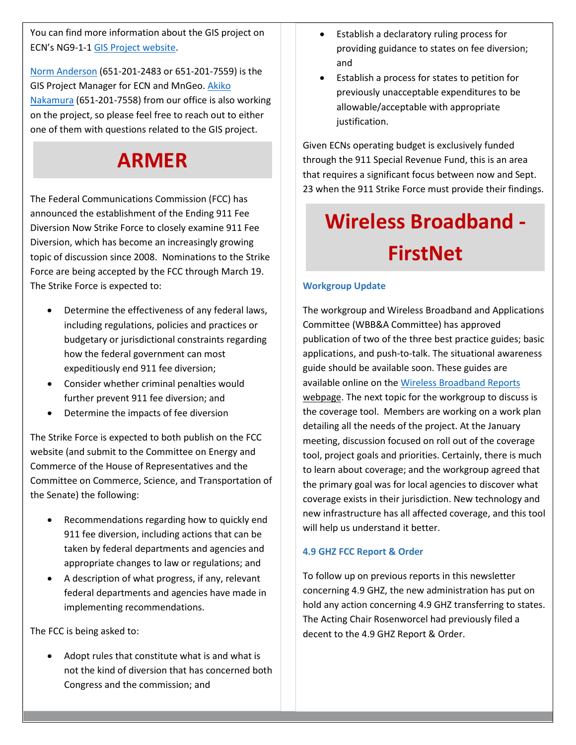You can find more information about the GIS project on ECN's NG9-1-1 GIS Project website.

Norm Anderson (651-201-2483 or 651-201-7559) is the GIS Project Manager for ECN and MnGeo. Akiko Nakamura (651-201-7558) from our office is also working on the project, so please feel free to reach out to either one of them with questions related to the GIS project.

# ARMER

The Federal Communications Commission (FCC) has announced the establishment of the Ending 911 Fee Diversion Now Strike Force to closely examine 911 Fee Diversion, which has become an increasingly growing topic of discussion since 2008. Nominations to the Strike Force are being accepted by the FCC through March 19. The Strike Force is expected to:

- Determine the effectiveness of any federal laws, including regulations, policies and practices or budgetary or jurisdictional constraints regarding how the federal government can most expeditiously end 911 fee diversion;
- Consider whether criminal penalties would further prevent 911 fee diversion; and
- Determine the impacts of fee diversion

The Strike Force is expected to both publish on the FCC website (and submit to the Committee on Energy and Commerce of the House of Representatives and the Committee on Commerce, Science, and Transportation of the Senate) the following:

- Recommendations regarding how to quickly end 911 fee diversion, including actions that can be taken by federal departments and agencies and appropriate changes to law or regulations; and
- A description of what progress, if any, relevant federal departments and agencies have made in implementing recommendations.

The FCC is being asked to:

- Adopt rules that constitute what is and what is not the kind of diversion that has concerned both Congress and the commission; and
- Establish a declaratory ruling process for providing guidance to states on fee diversion; and
- Establish a process for states to petition for previously unacceptable expenditures to be allowable/acceptable with appropriate justification.

Given ECNs operating budget is exclusively funded through the 911 Special Revenue Fund, this is an area that requires a significant focus between now and Sept. 23 when the 911 Strike Force must provide their findings.

# Wireless Broadband - FirstNet

### Workgroup Update

The workgroup and Wireless Broadband and Applications Committee (WBB&A Committee) has approved publication of two of the three best practice guides; basic applications, and push-to-talk. The situational awareness guide should be available soon. These guides are available online on the Wireless Broadband Reports webpage. The next topic for the workgroup to discuss is the coverage tool. Members are working on a work plan detailing all the needs of the project. At the January meeting, discussion focused on roll out of the coverage tool, project goals and priorities. Certainly, there is much to learn about coverage; and the workgroup agreed that the primary goal was for local agencies to discover what coverage exists in their jurisdiction. New technology and new infrastructure has all affected coverage, and this tool will help us understand it better.

### 4.9 GHZ FCC Report & Order

To follow up on previous reports in this newsletter concerning 4.9 GHZ, the new administration has put on hold any action concerning 4.9 GHZ transferring to states. The Acting Chair Rosenworcel had previously filed a decent to the 4.9 GHZ Report & Order.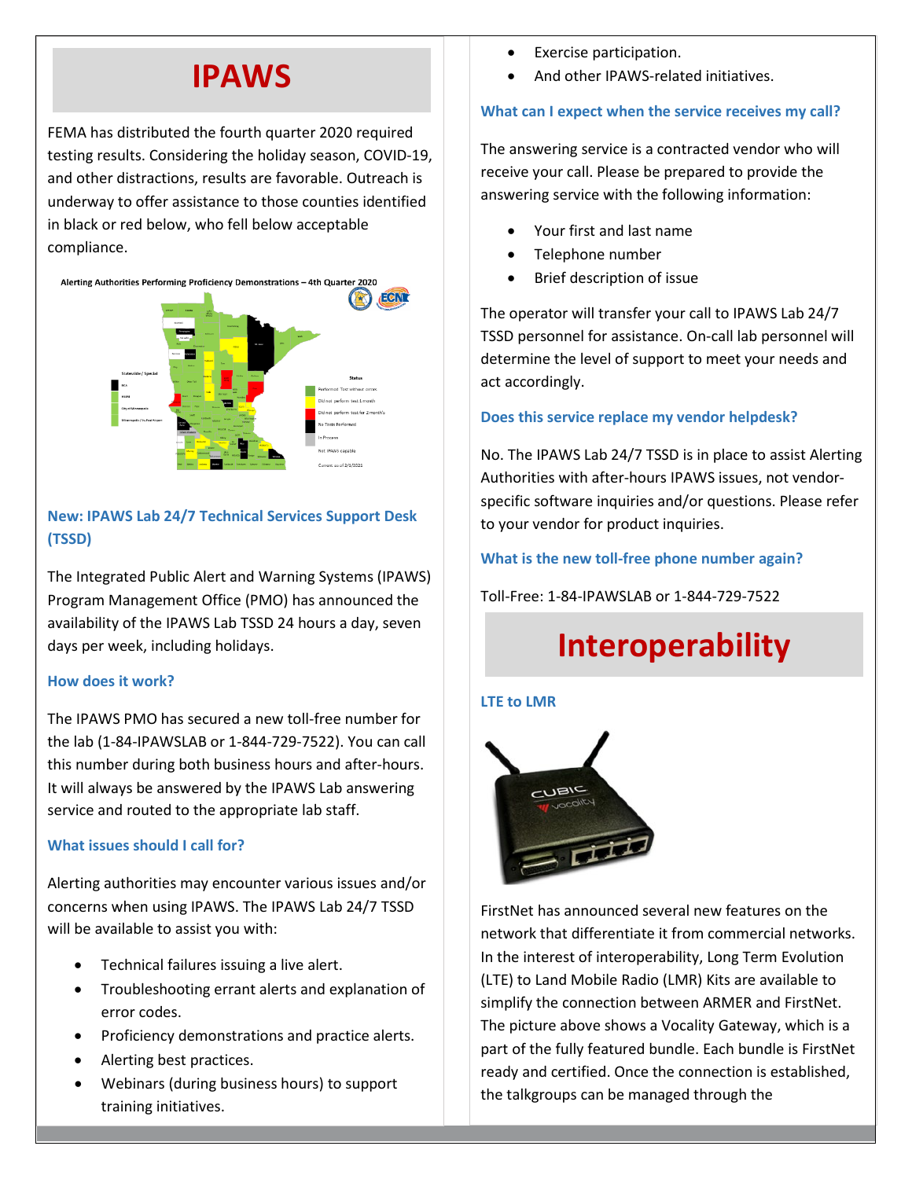# IPAWS

FEMA has distributed the fourth quarter 2020 required testing results. Considering the holiday season, COVID-19, and other distractions, results are favorable. Outreach is underway to offer assistance to those counties identified in black or red below, who fell below acceptable compliance.

### New: IPAWS Lab 24/7 Technical Services Support Desk (TSSD)

The Integrated Public Alert and Warning Systems (IPAWS) Program Management Office (PMO) has announced the availability of the IPAWS Lab TSSD 24 hours a day, seven days per week, including holidays.

### How does it work?

The IPAWS PMO has secured a new toll-free number for the lab (1-84-IPAWSLAB or 1-844-729-7522). You can call this number during both business hours and after-hours. It will always be answered by the IPAWS Lab answering service and routed to the appropriate lab staff.

### What issues should I call for?

Alerting authorities may encounter various issues and/or concerns when using IPAWS. The IPAWS Lab 24/7 TSSD will be available to assist you with:

- Technical failures issuing a live alert.
- Troubleshooting errant alerts and explanation of error codes.
- Proficiency demonstrations and practice alerts.
- Alerting best practices.
- Webinars (during business hours) to support training initiatives.
- Exercise participation.
- And other IPAWS-related initiatives.

### What can I expect when the service receives my call?

The answering service is a contracted vendor who will receive your call. Please be prepared to provide the answering service with the following information:

- Your first and last name
- Telephone number
- Brief description of issue

The operator will transfer your call to IPAWS Lab 24/7 TSSD personnel for assistance. On-call lab personnel will determine the level of support to meet your needs and act accordingly.

### Does this service replace my vendor helpdesk?

No. The IPAWS Lab 24/7 TSSD is in place to assist Alerting Authorities with after-hours IPAWS issues, not vendor-specific software inquiries and/or questions. Please refer to your vendor for product inquiries.

### What is the new toll-free phone number again?

Toll-Free: 1-84-IPAWSLAB or 1-844-729-7522

# Interoperability

### LTE to LMR

FirstNet has announced several new features on the network that differentiate it from commercial networks. In the interest of interoperability, Long Term Evolution (LTE) to Land Mobile Radio (LMR) Kits are available to simplify the connection between ARMER and FirstNet. The picture above shows a Vocality Gateway, which is a part of the fully featured bundle. Each bundle is FirstNet ready and certified. Once the connection is established, the talkgroups can be managed through the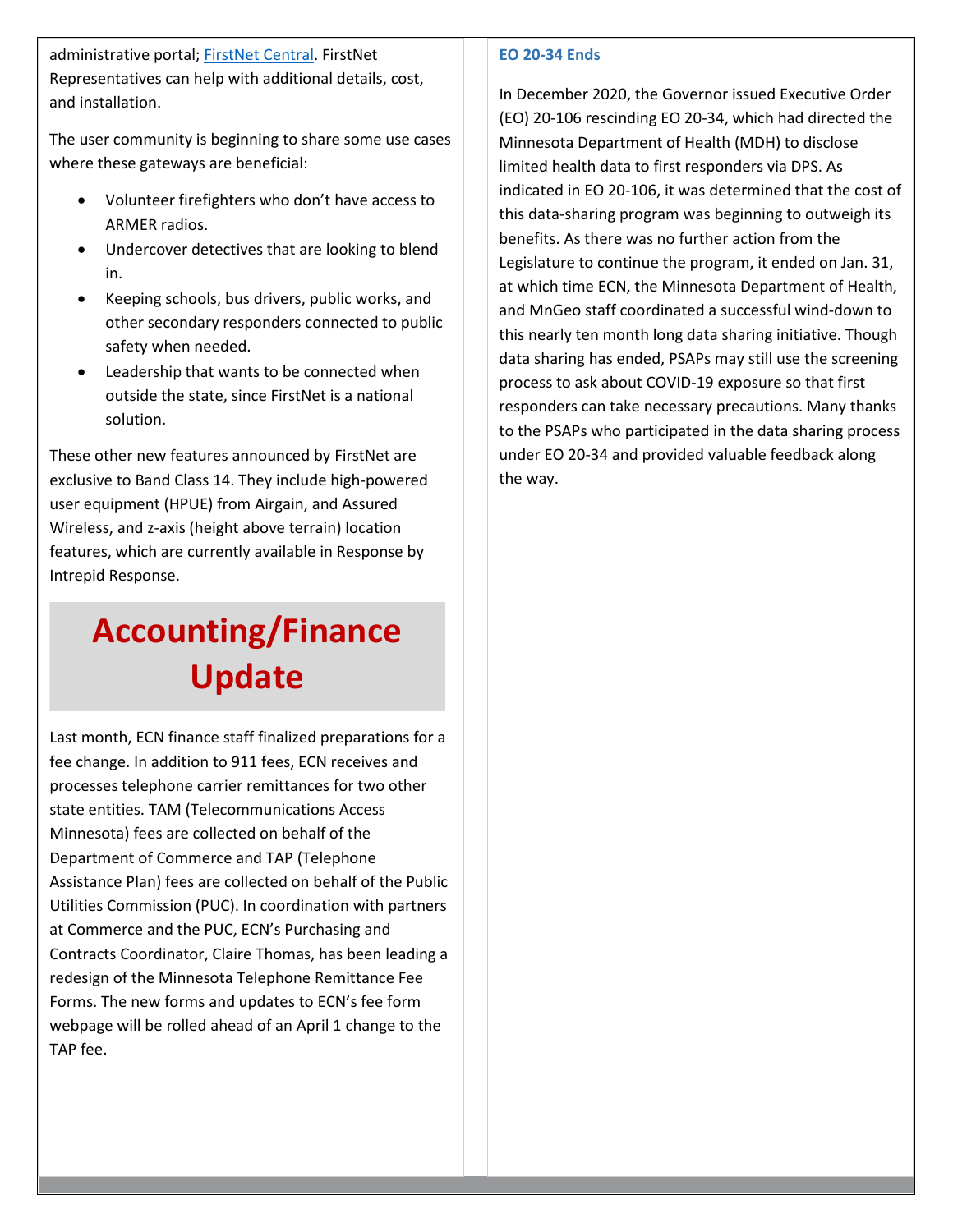administrative portal; [FirstNet Central](). FirstNet Representatives can help with additional details, cost, and installation.

The user community is beginning to share some use cases where these gateways are beneficial:

- Volunteer firefighters who don't have access to ARMER radios.
- Undercover detectives that are looking to blend in.
- Keeping schools, bus drivers, public works, and other secondary responders connected to public safety when needed.
- Leadership that wants to be connected when outside the state, since FirstNet is a national solution.

These other new features announced by FirstNet are exclusive to Band Class 14. They include high-powered user equipment (HPUE) from Airgain, and Assured Wireless, and z-axis (height above terrain) location features, which are currently available in Response by Intrepid Response.

# Accounting/Finance Update

Last month, ECN finance staff finalized preparations for a fee change. In addition to 911 fees, ECN receives and processes telephone carrier remittances for two other state entities. TAM (Telecommunications Access Minnesota) fees are collected on behalf of the Department of Commerce and TAP (Telephone Assistance Plan) fees are collected on behalf of the Public Utilities Commission (PUC). In coordination with partners at Commerce and the PUC, ECN's Purchasing and Contracts Coordinator, Claire Thomas, has been leading a redesign of the Minnesota Telephone Remittance Fee Forms. The new forms and updates to ECN's fee form webpage will be rolled ahead of an April 1 change to the TAP fee.

### EO 20-34 Ends

In December 2020, the Governor issued Executive Order (EO) 20-106 rescinding EO 20-34, which had directed the Minnesota Department of Health (MDH) to disclose limited health data to first responders via DPS. As indicated in EO 20-106, it was determined that the cost of this data-sharing program was beginning to outweigh its benefits. As there was no further action from the Legislature to continue the program, it ended on Jan. 31, at which time ECN, the Minnesota Department of Health, and MnGeo staff coordinated a successful wind-down to this nearly ten month long data sharing initiative. Though data sharing has ended, PSAPs may still use the screening process to ask about COVID-19 exposure so that first responders can take necessary precautions. Many thanks to the PSAPs who participated in the data sharing process under EO 20-34 and provided valuable feedback along the way.